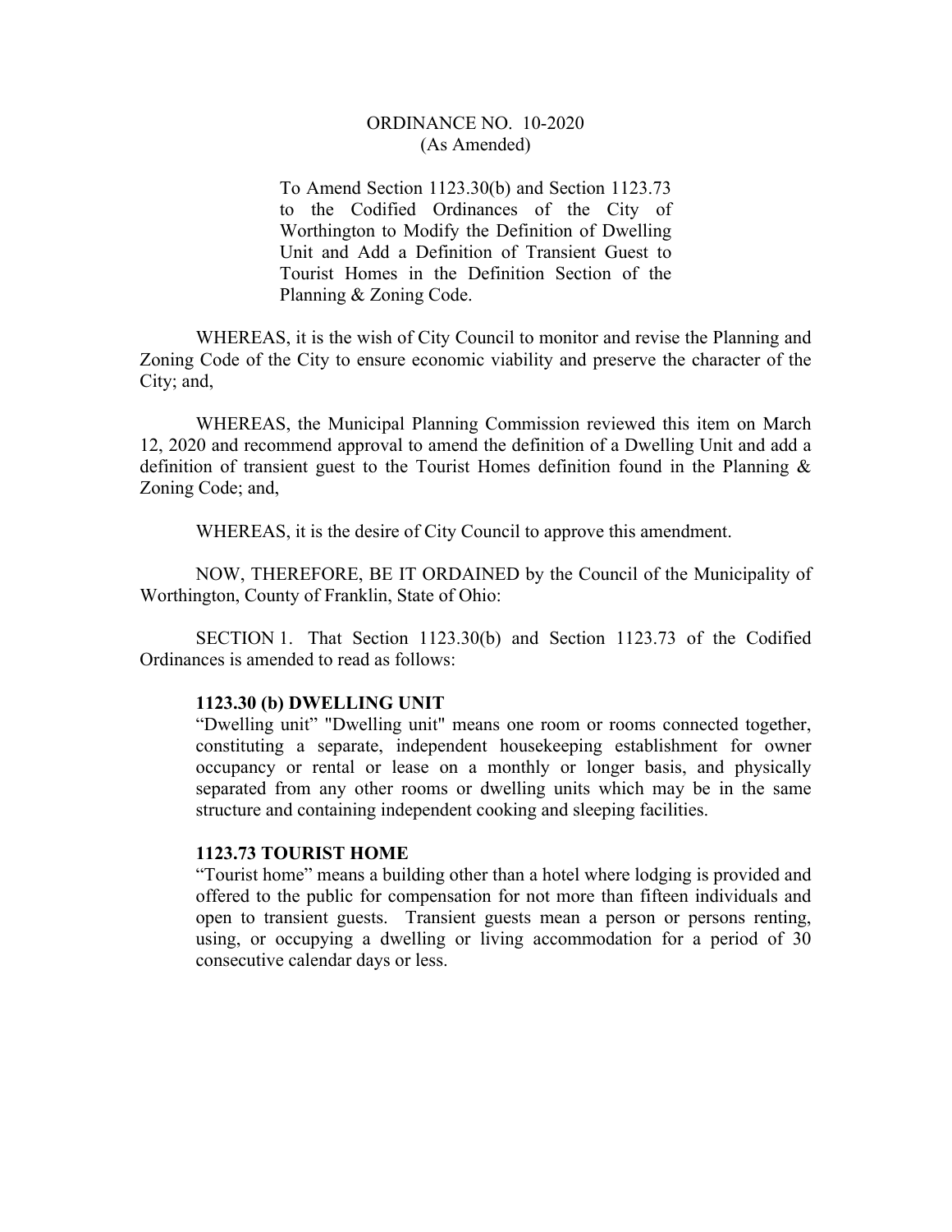# ORDINANCE NO. 10-2020
(As Amended)

To Amend Section 1123.30(b) and Section 1123.73 to the Codified Ordinances of the City of Worthington to Modify the Definition of Dwelling Unit and Add a Definition of Transient Guest to Tourist Homes in the Definition Section of the Planning & Zoning Code.

WHEREAS, it is the wish of City Council to monitor and revise the Planning and Zoning Code of the City to ensure economic viability and preserve the character of the City; and,

WHEREAS, the Municipal Planning Commission reviewed this item on March 12, 2020 and recommend approval to amend the definition of a Dwelling Unit and add a definition of transient guest to the Tourist Homes definition found in the Planning & Zoning Code; and,

WHEREAS, it is the desire of City Council to approve this amendment.

NOW, THEREFORE, BE IT ORDAINED by the Council of the Municipality of Worthington, County of Franklin, State of Ohio:

SECTION 1. That Section 1123.30(b) and Section 1123.73 of the Codified Ordinances is amended to read as follows:

**1123.30 (b) DWELLING UNIT**

"Dwelling unit" "Dwelling unit" means one room or rooms connected together, constituting a separate, independent housekeeping establishment for owner occupancy or rental or lease on a monthly or longer basis, and physically separated from any other rooms or dwelling units which may be in the same structure and containing independent cooking and sleeping facilities.

**1123.73 TOURIST HOME**

"Tourist home" means a building other than a hotel where lodging is provided and offered to the public for compensation for not more than fifteen individuals and open to transient guests. Transient guests mean a person or persons renting, using, or occupying a dwelling or living accommodation for a period of 30 consecutive calendar days or less.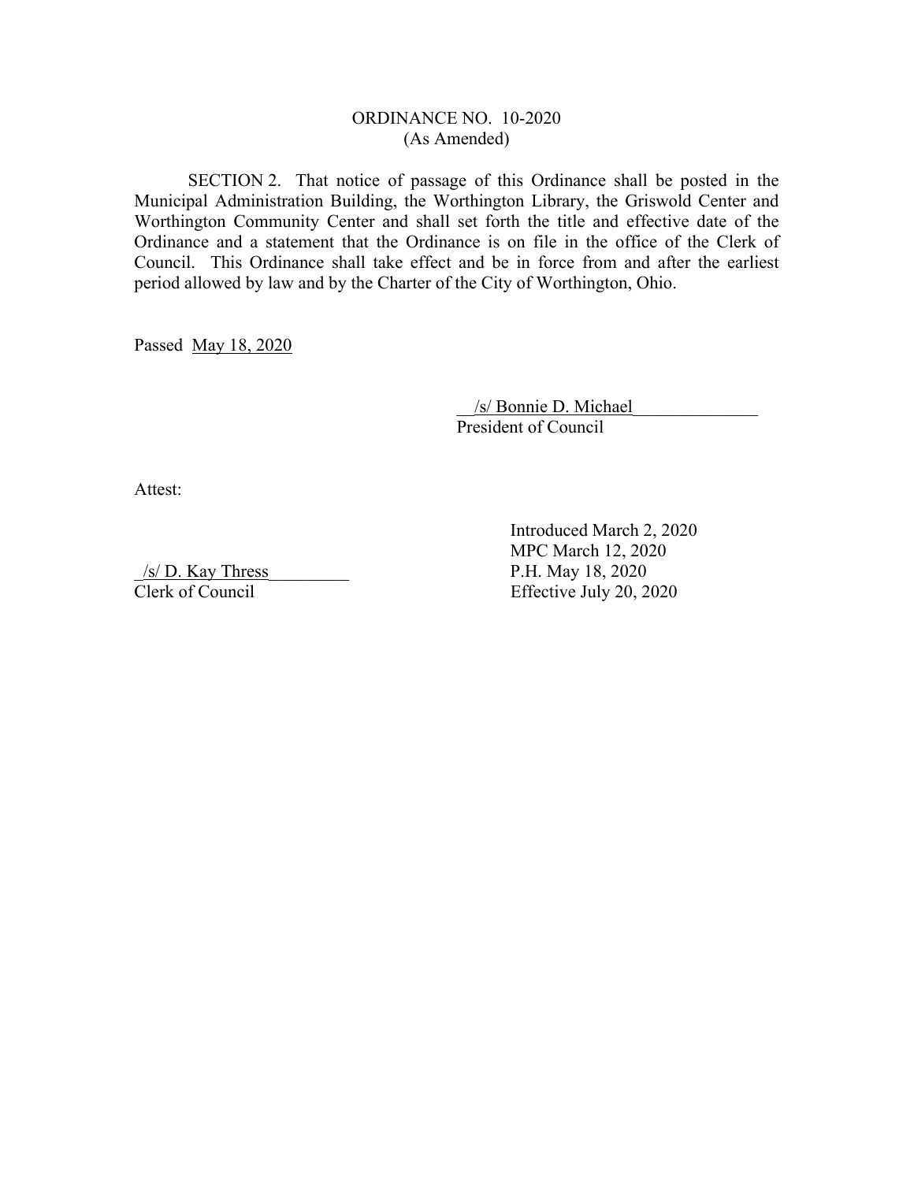ORDINANCE NO. 10-2020
(As Amended)

SECTION 2. That notice of passage of this Ordinance shall be posted in the Municipal Administration Building, the Worthington Library, the Griswold Center and Worthington Community Center and shall set forth the title and effective date of the Ordinance and a statement that the Ordinance is on file in the office of the Clerk of Council. This Ordinance shall take effect and be in force from and after the earliest period allowed by law and by the Charter of the City of Worthington, Ohio.

Passed May 18, 2020

/s/ Bonnie D. Michael
President of Council

Attest:

/s/ D. Kay Thress
Clerk of Council

Introduced March 2, 2020
MPC March 12, 2020
P.H. May 18, 2020
Effective July 20, 2020